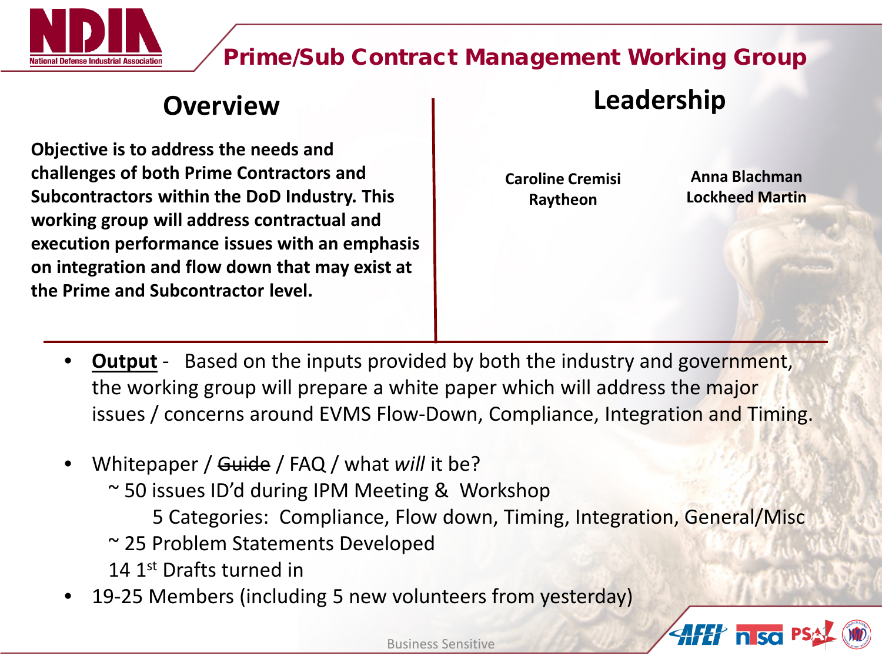# Prime/Sub Contract Management Working Group

## Overview

**Objective is to address the needs and challenges of both Prime Contractors and Subcontractors within the DoD Industry. This working group will address contractual and execution performance issues with an emphasis on integration and flow down that may exist at the Prime and Subcontractor level.**

## Leadership

**Caroline Cremisi**
**Raytheon**

**Anna Blachman**
**Lockheed Martin**

- **Output** - Based on the inputs provided by both the industry and government, the working group will prepare a white paper which will address the major issues / concerns around EVMS Flow-Down, Compliance, Integration and Timing.

- Whitepaper / ~~Guide~~ / FAQ / what *will* it be?
  - ~ 50 issues ID'd during IPM Meeting & Workshop
    - 5 Categories: Compliance, Flow down, Timing, Integration, General/Misc
  - ~ 25 Problem Statements Developed
  - 14 1st Drafts turned in
- 19-25 Members (including 5 new volunteers from yesterday)

Business Sensitive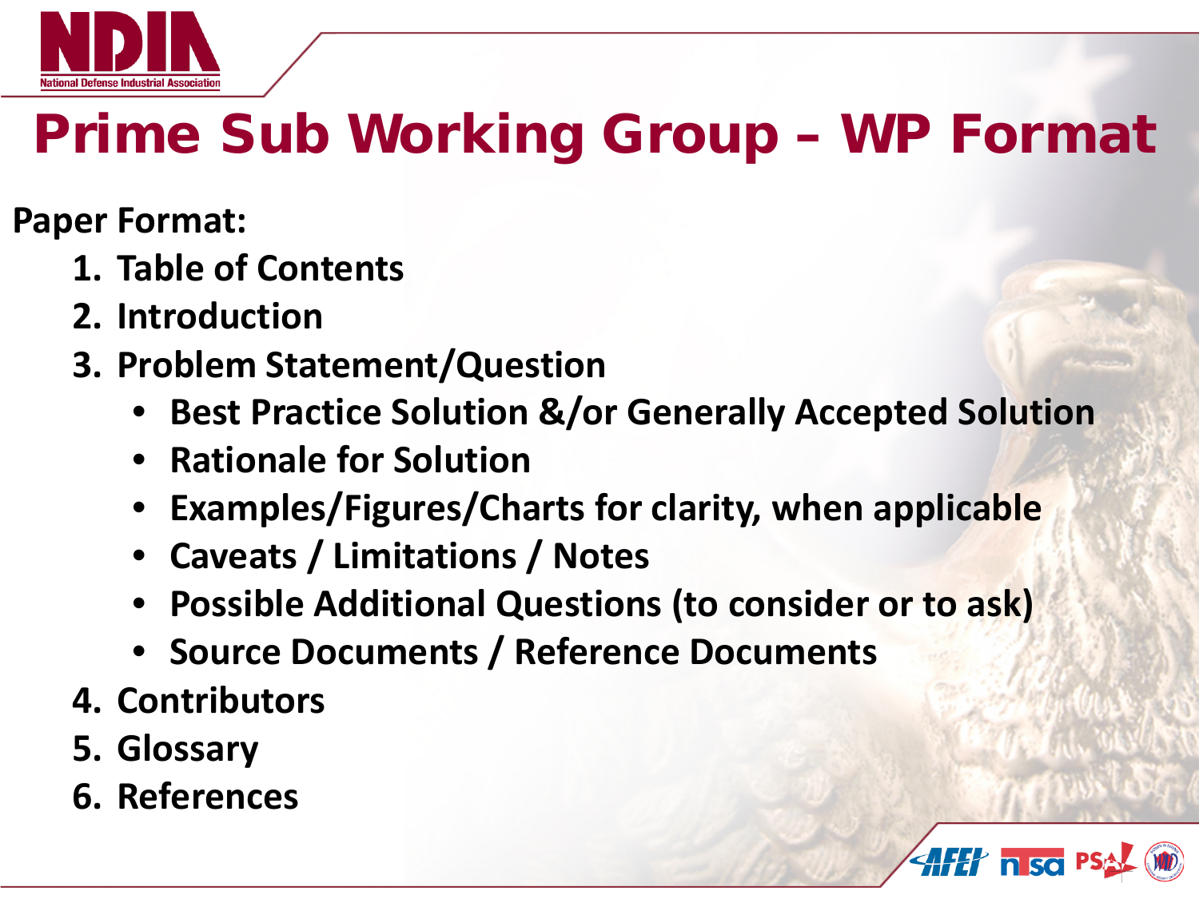# Prime Sub Working Group – WP Format

**Paper Format:**

1. **Table of Contents**
2. **Introduction**
3. **Problem Statement/Question**
    - **Best Practice Solution &/or Generally Accepted Solution**
    - **Rationale for Solution**
    - **Examples/Figures/Charts for clarity, when applicable**
    - **Caveats / Limitations / Notes**
    - **Possible Additional Questions (to consider or to ask)**
    - **Source Documents / Reference Documents**
4. **Contributors**
5. **Glossary**
6. **References**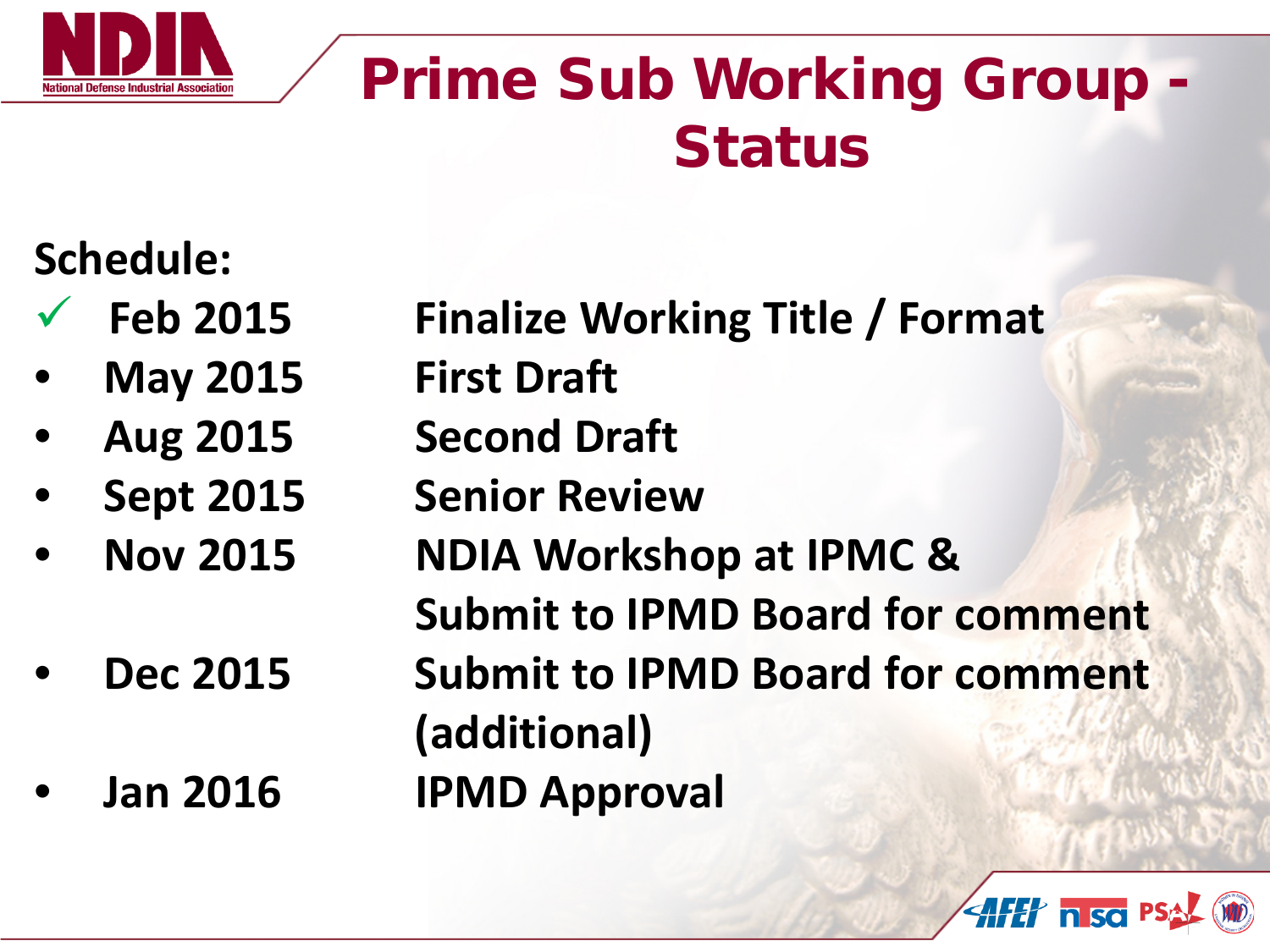# Prime Sub Working Group - Status

**Schedule:**

- ✓ **Feb 2015** — **Finalize Working Title / Format**
- **May 2015** — **First Draft**
- **Aug 2015** — **Second Draft**
- **Sept 2015** — **Senior Review**
- **Nov 2015** — **NDIA Workshop at IPMC & Submit to IPMD Board for comment**
- **Dec 2015** — **Submit to IPMD Board for comment (additional)**
- **Jan 2016** — **IPMD Approval**